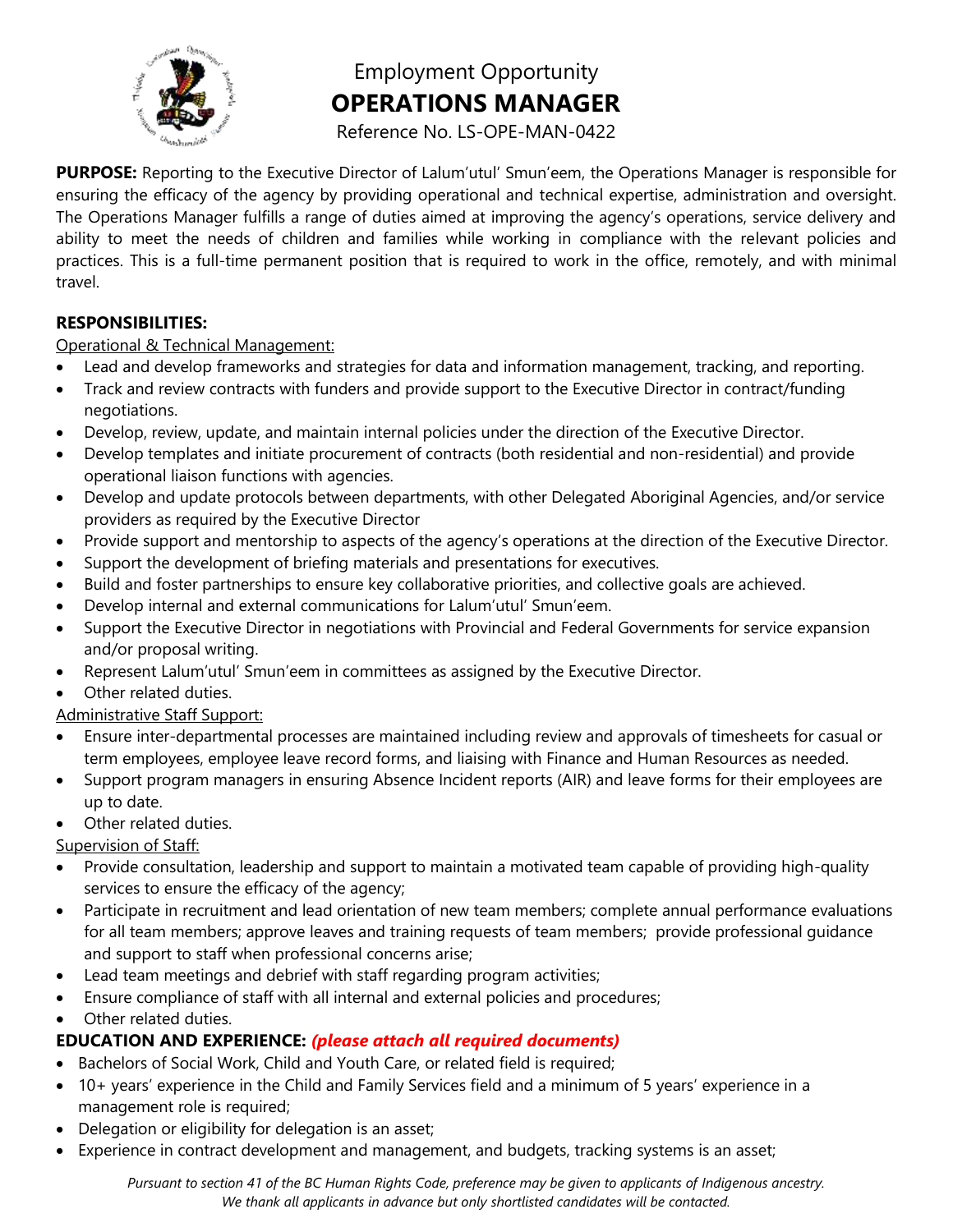# Employment Opportunity

# OPERATIONS MANAGER

Reference No. LS-OPE-MAN-0422

**PURPOSE:** Reporting to the Executive Director of Lalum'utul' Smun'eem, the Operations Manager is responsible for ensuring the efficacy of the agency by providing operational and technical expertise, administration and oversight. The Operations Manager fulfills a range of duties aimed at improving the agency's operations, service delivery and ability to meet the needs of children and families while working in compliance with the relevant policies and practices. This is a full-time permanent position that is required to work in the office, remotely, and with minimal travel.

**RESPONSIBILITIES:**

Operational & Technical Management:

- Lead and develop frameworks and strategies for data and information management, tracking, and reporting.
- Track and review contracts with funders and provide support to the Executive Director in contract/funding negotiations.
- Develop, review, update, and maintain internal policies under the direction of the Executive Director.
- Develop templates and initiate procurement of contracts (both residential and non-residential) and provide operational liaison functions with agencies.
- Develop and update protocols between departments, with other Delegated Aboriginal Agencies, and/or service providers as required by the Executive Director
- Provide support and mentorship to aspects of the agency's operations at the direction of the Executive Director.
- Support the development of briefing materials and presentations for executives.
- Build and foster partnerships to ensure key collaborative priorities, and collective goals are achieved.
- Develop internal and external communications for Lalum'utul' Smun'eem.
- Support the Executive Director in negotiations with Provincial and Federal Governments for service expansion and/or proposal writing.
- Represent Lalum'utul' Smun'eem in committees as assigned by the Executive Director.
- Other related duties.

Administrative Staff Support:

- Ensure inter-departmental processes are maintained including review and approvals of timesheets for casual or term employees, employee leave record forms, and liaising with Finance and Human Resources as needed.
- Support program managers in ensuring Absence Incident reports (AIR) and leave forms for their employees are up to date.
- Other related duties.

Supervision of Staff:

- Provide consultation, leadership and support to maintain a motivated team capable of providing high-quality services to ensure the efficacy of the agency;
- Participate in recruitment and lead orientation of new team members; complete annual performance evaluations for all team members; approve leaves and training requests of team members; provide professional guidance and support to staff when professional concerns arise;
- Lead team meetings and debrief with staff regarding program activities;
- Ensure compliance of staff with all internal and external policies and procedures;
- Other related duties.

**EDUCATION AND EXPERIENCE:** ***(please attach all required documents)***

- Bachelors of Social Work, Child and Youth Care, or related field is required;
- 10+ years' experience in the Child and Family Services field and a minimum of 5 years' experience in a management role is required;
- Delegation or eligibility for delegation is an asset;
- Experience in contract development and management, and budgets, tracking systems is an asset;

*Pursuant to section 41 of the BC Human Rights Code, preference may be given to applicants of Indigenous ancestry.*
*We thank all applicants in advance but only shortlisted candidates will be contacted.*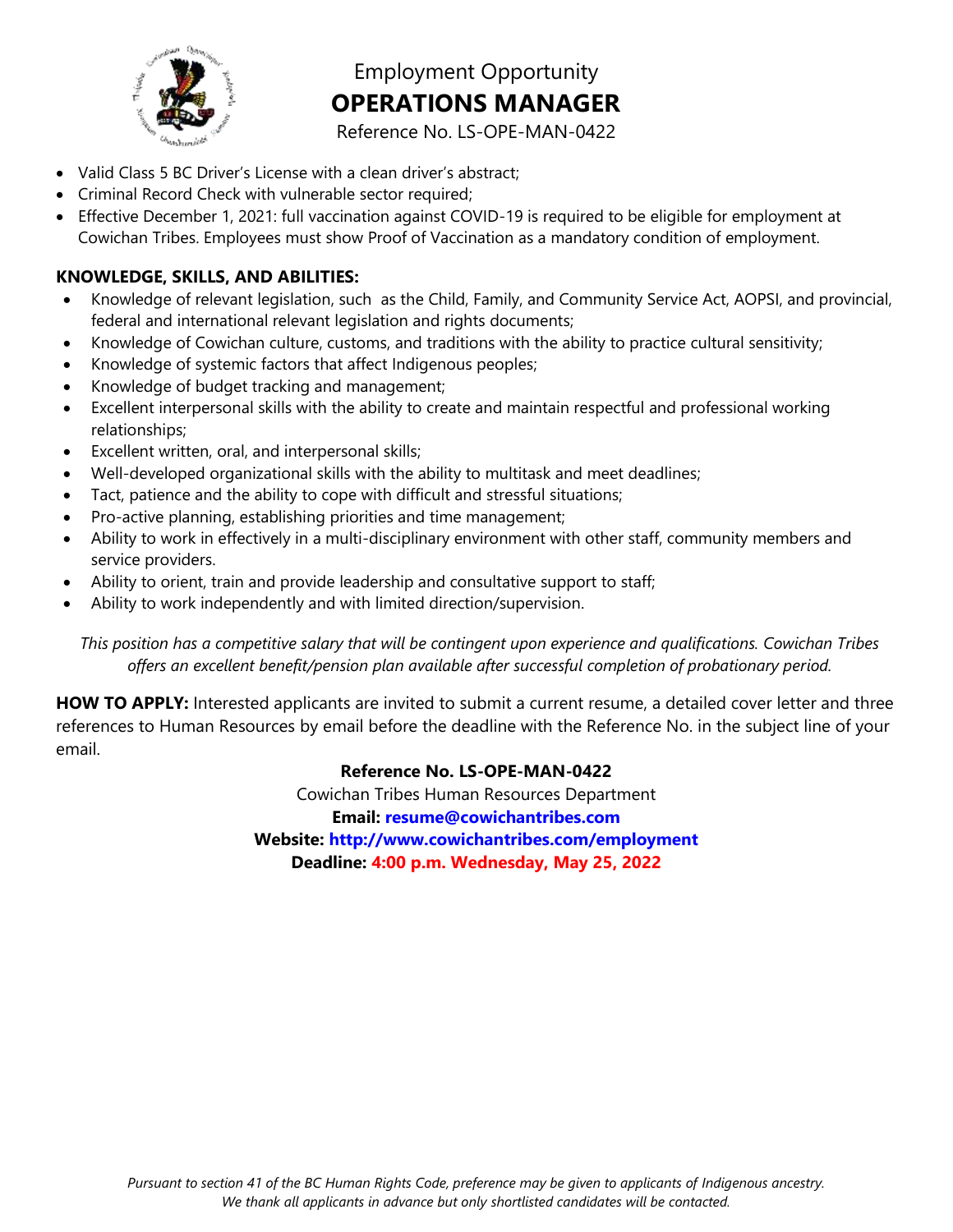Employment Opportunity

# OPERATIONS MANAGER

Reference No. LS-OPE-MAN-0422

- Valid Class 5 BC Driver's License with a clean driver's abstract;
- Criminal Record Check with vulnerable sector required;
- Effective December 1, 2021: full vaccination against COVID-19 is required to be eligible for employment at Cowichan Tribes. Employees must show Proof of Vaccination as a mandatory condition of employment.

**KNOWLEDGE, SKILLS, AND ABILITIES:**

- Knowledge of relevant legislation, such as the Child, Family, and Community Service Act, AOPSI, and provincial, federal and international relevant legislation and rights documents;
- Knowledge of Cowichan culture, customs, and traditions with the ability to practice cultural sensitivity;
- Knowledge of systemic factors that affect Indigenous peoples;
- Knowledge of budget tracking and management;
- Excellent interpersonal skills with the ability to create and maintain respectful and professional working relationships;
- Excellent written, oral, and interpersonal skills;
- Well-developed organizational skills with the ability to multitask and meet deadlines;
- Tact, patience and the ability to cope with difficult and stressful situations;
- Pro-active planning, establishing priorities and time management;
- Ability to work in effectively in a multi-disciplinary environment with other staff, community members and service providers.
- Ability to orient, train and provide leadership and consultative support to staff;
- Ability to work independently and with limited direction/supervision.

*This position has a competitive salary that will be contingent upon experience and qualifications. Cowichan Tribes offers an excellent benefit/pension plan available after successful completion of probationary period.*

**HOW TO APPLY:** Interested applicants are invited to submit a current resume, a detailed cover letter and three references to Human Resources by email before the deadline with the Reference No. in the subject line of your email.

**Reference No. LS-OPE-MAN-0422**

Cowichan Tribes Human Resources Department

**Email: resume@cowichantribes.com**

**Website: http://www.cowichantribes.com/employment**

**Deadline: 4:00 p.m. Wednesday, May 25, 2022**

*Pursuant to section 41 of the BC Human Rights Code, preference may be given to applicants of Indigenous ancestry. We thank all applicants in advance but only shortlisted candidates will be contacted.*